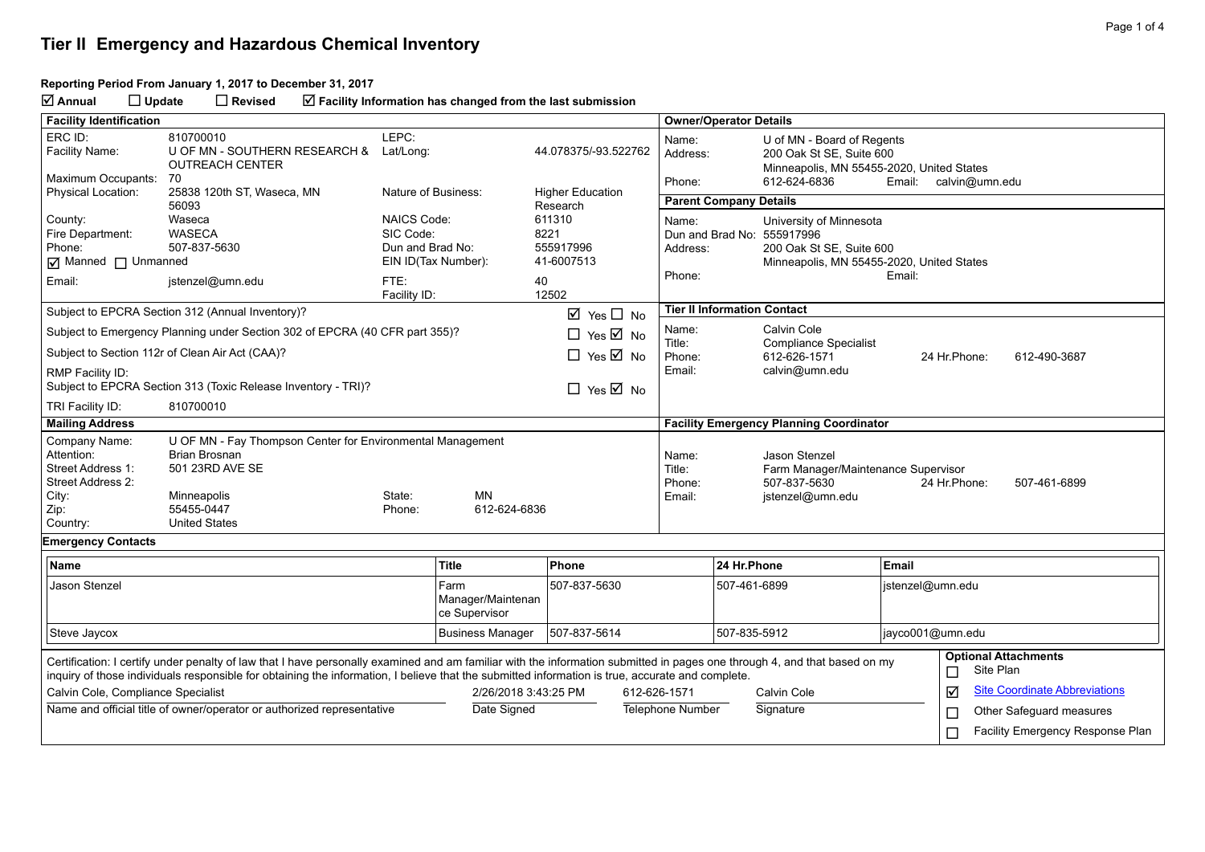# Tier II Emergency and Hazardous Chemical Inventory

**Reporting Period From January 1, 2017 to December 31, 2017**

☑ **Annual** ☐ **Update** ☐ **Revised** ☑ **Facility Information has changed from the last submission**

## Facility Identification

| | | | |
|---|---|---|---|
| ERC ID: | 810700010 | LEPC: | |
| Facility Name: | U OF MN - SOUTHERN RESEARCH & OUTREACH CENTER | Lat/Long: | 44.078375/-93.522762 |
| Maximum Occupants: | 70 | | |
| Physical Location: | 25838 120th ST, Waseca, MN 56093 | Nature of Business: | Higher Education Research |
| County: | Waseca | NAICS Code: | 611310 |
| Fire Department: | WASECA | SIC Code: | 8221 |
| Phone: | 507-837-5630 | Dun and Brad No: | 555917996 |
| ☑ Manned ☐ Unmanned | | EIN ID(Tax Number): | 41-6007513 |
| Email: | jstenzel@umn.edu | FTE: | 40 |
| | | Facility ID: | 12502 |

| | |
|---|---|
| Subject to EPCRA Section 312 (Annual Inventory)? | ☑ Yes ☐ No |
| Subject to Emergency Planning under Section 302 of EPCRA (40 CFR part 355)? | ☐ Yes ☑ No |
| Subject to Section 112r of Clean Air Act (CAA)? | ☐ Yes ☑ No |
| RMP Facility ID: | |
| Subject to EPCRA Section 313 (Toxic Release Inventory - TRI)? | ☐ Yes ☑ No |
| TRI Facility ID: 810700010 | |

## Owner/Operator Details

Name: U of MN - Board of Regents
Address: 200 Oak St SE, Suite 600, Minneapolis, MN 55455-2020, United States
Phone: 612-624-6836 Email: calvin@umn.edu

## Parent Company Details

Name: University of Minnesota
Dun and Brad No: 555917996
Address: 200 Oak St SE, Suite 600, Minneapolis, MN 55455-2020, United States
Phone: Email:

## Tier II Information Contact

Name: Calvin Cole
Title: Compliance Specialist
Phone: 612-626-1571 24 Hr.Phone: 612-490-3687
Email: calvin@umn.edu

## Mailing Address

Company Name: U OF MN - Fay Thompson Center for Environmental Management
Attention: Brian Brosnan
Street Address 1: 501 23RD AVE SE
Street Address 2:
City: Minneapolis State: MN
Zip: 55455-0447 Phone: 612-624-6836
Country: United States

## Facility Emergency Planning Coordinator

Name: Jason Stenzel
Title: Farm Manager/Maintenance Supervisor
Phone: 507-837-5630 24 Hr.Phone: 507-461-6899
Email: jstenzel@umn.edu

## Emergency Contacts

| Name | Title | Phone | 24 Hr.Phone | Email |
|---|---|---|---|---|
| Jason Stenzel | Farm Manager/Maintenance Supervisor | 507-837-5630 | 507-461-6899 | jstenzel@umn.edu |
| Steve Jaycox | Business Manager | 507-837-5614 | 507-835-5912 | jayco001@umn.edu |

Certification: I certify under penalty of law that I have personally examined and am familiar with the information submitted in pages one through 4, and that based on my inquiry of those individuals responsible for obtaining the information, I believe that the submitted information is true, accurate and complete.

| Name and official title of owner/operator or authorized representative | Date Signed | Telephone Number | Signature |
|---|---|---|---|
| Calvin Cole, Compliance Specialist | 2/26/2018 3:43:25 PM | 612-626-1571 | Calvin Cole |

**Optional Attachments**

- ☐ Site Plan
- ☑ Site Coordinate Abbreviations
- ☐ Other Safeguard measures
- ☐ Facility Emergency Response Plan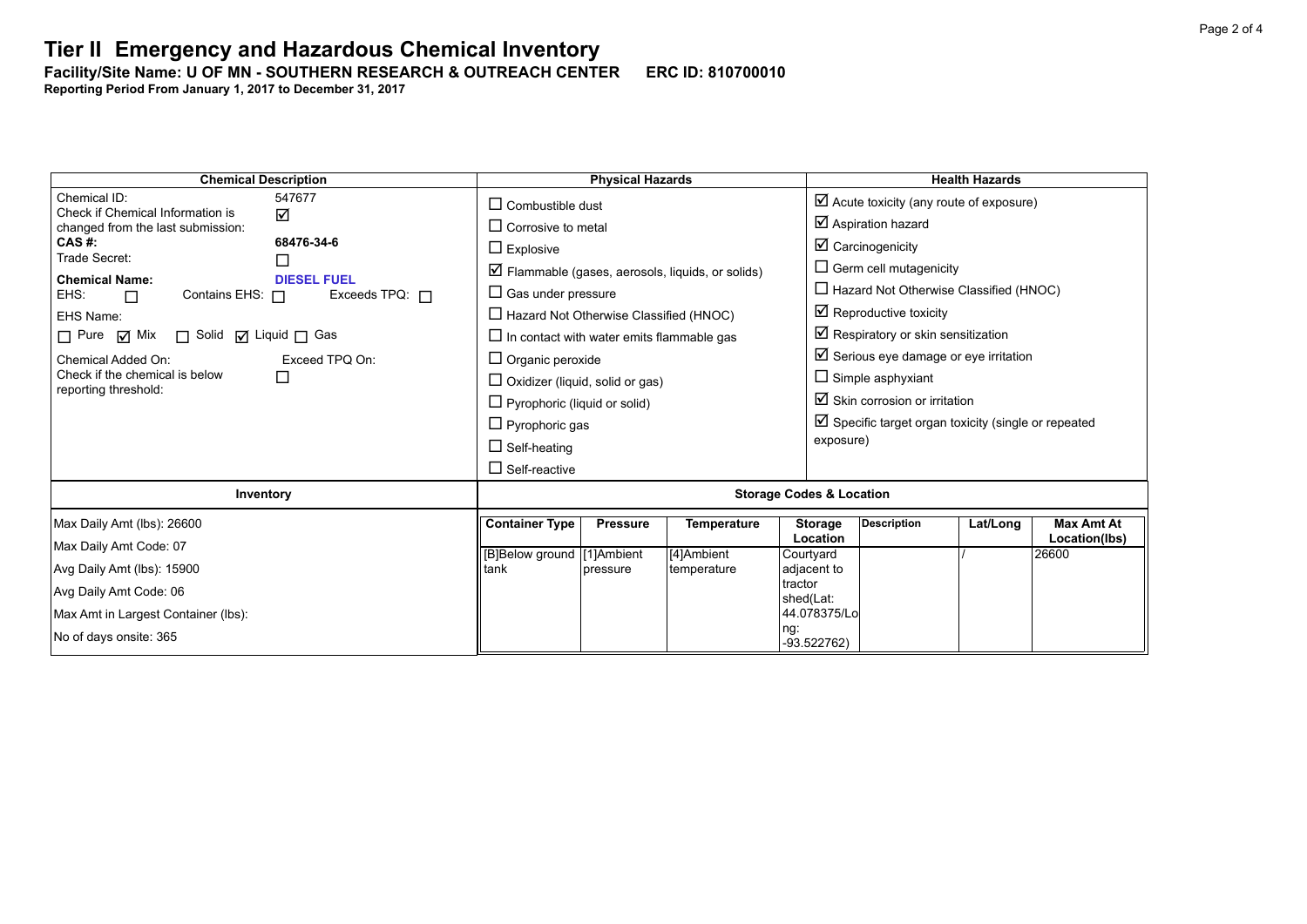# Tier II Emergency and Hazardous Chemical Inventory

**Facility/Site Name: U OF MN - SOUTHERN RESEARCH & OUTREACH CENTER ERC ID: 810700010**

**Reporting Period From January 1, 2017 to December 31, 2017**

| Chemical Description | Physical Hazards | Health Hazards |
|---|---|---|
| Chemical ID: 547677<br>Check if Chemical Information is changed from the last submission: ☑<br>**CAS #: 68476-34-6**<br>Trade Secret: ☐<br>**Chemical Name: DIESEL FUEL**<br>EHS: ☐ Contains EHS: ☐ Exceeds TPQ: ☐<br>EHS Name:<br>☐ Pure ☑ Mix ☐ Solid ☑ Liquid ☐ Gas<br>Chemical Added On: Exceed TPQ On:<br>Check if the chemical is below reporting threshold: ☐ | ☐ Combustible dust<br>☐ Corrosive to metal<br>☐ Explosive<br>☑ Flammable (gases, aerosols, liquids, or solids)<br>☐ Gas under pressure<br>☐ Hazard Not Otherwise Classified (HNOC)<br>☐ In contact with water emits flammable gas<br>☐ Organic peroxide<br>☐ Oxidizer (liquid, solid or gas)<br>☐ Pyrophoric (liquid or solid)<br>☐ Pyrophoric gas<br>☐ Self-heating<br>☐ Self-reactive | ☑ Acute toxicity (any route of exposure)<br>☑ Aspiration hazard<br>☑ Carcinogenicity<br>☐ Germ cell mutagenicity<br>☐ Hazard Not Otherwise Classified (HNOC)<br>☑ Reproductive toxicity<br>☑ Respiratory or skin sensitization<br>☑ Serious eye damage or eye irritation<br>☐ Simple asphyxiant<br>☑ Skin corrosion or irritation<br>☑ Specific target organ toxicity (single or repeated exposure) |

**Inventory**

Max Daily Amt (lbs): 26600
Max Daily Amt Code: 07
Avg Daily Amt (lbs): 15900
Avg Daily Amt Code: 06
Max Amt in Largest Container (lbs):
No of days onsite: 365

**Storage Codes & Location**

| Container Type | Pressure | Temperature | Storage Location | Description | Lat/Long | Max Amt At Location(lbs) |
|---|---|---|---|---|---|---|
| [B]Below ground tank | [1]Ambient pressure | [4]Ambient temperature | Courtyard adjacent to tractor shed(Lat: 44.078375/Long: -93.522762) | | / | 26600 |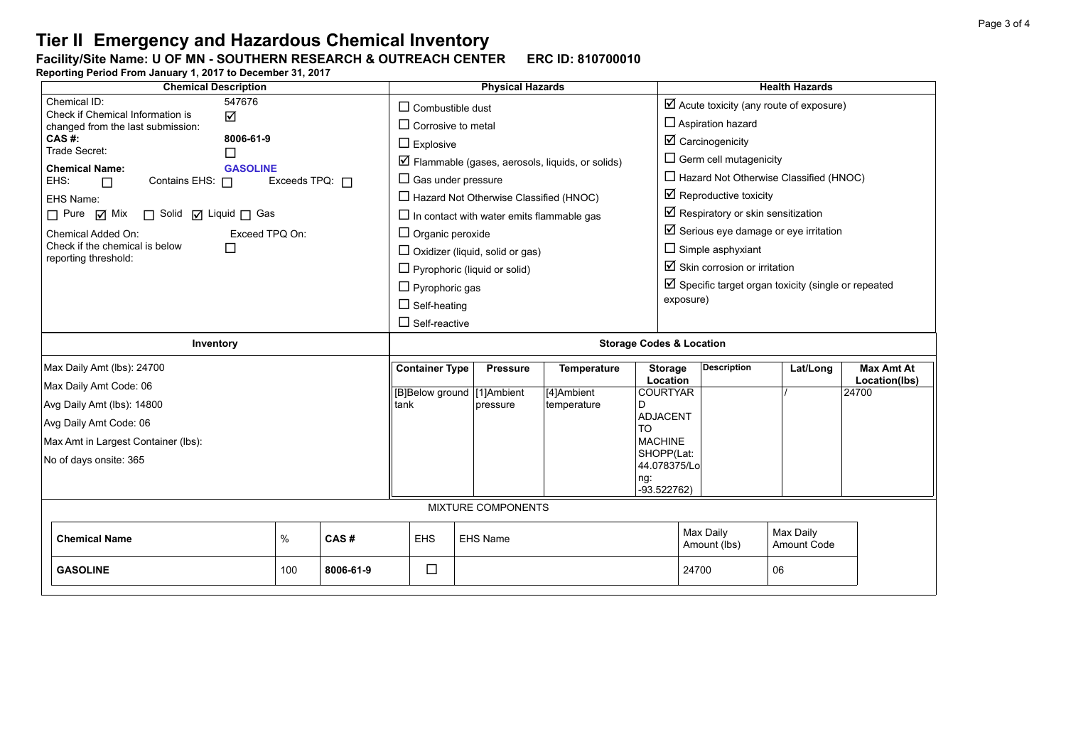# Tier II Emergency and Hazardous Chemical Inventory

**Facility/Site Name: U OF MN - SOUTHERN RESEARCH & OUTREACH CENTER ERC ID: 810700010**

**Reporting Period From January 1, 2017 to December 31, 2017**

## Chemical Description

Chemical ID: 547676

Check if Chemical Information is changed from the last submission: ☑

**CAS #:** **8006-61-9**

Trade Secret: ☐

**Chemical Name:** **GASOLINE**

EHS: ☐ Contains EHS: ☐ Exceeds TPQ: ☐

EHS Name:

☐ Pure ☑ Mix ☐ Solid ☑ Liquid ☐ Gas

Chemical Added On: Exceed TPQ On:

Check if the chemical is below reporting threshold: ☐

## Physical Hazards

- ☐ Combustible dust
- ☐ Corrosive to metal
- ☐ Explosive
- ☑ Flammable (gases, aerosols, liquids, or solids)
- ☐ Gas under pressure
- ☐ Hazard Not Otherwise Classified (HNOC)
- ☐ In contact with water emits flammable gas
- ☐ Organic peroxide
- ☐ Oxidizer (liquid, solid or gas)
- ☐ Pyrophoric (liquid or solid)
- ☐ Pyrophoric gas
- ☐ Self-heating
- ☐ Self-reactive

## Health Hazards

- ☑ Acute toxicity (any route of exposure)
- ☐ Aspiration hazard
- ☑ Carcinogenicity
- ☐ Germ cell mutagenicity
- ☐ Hazard Not Otherwise Classified (HNOC)
- ☑ Reproductive toxicity
- ☑ Respiratory or skin sensitization
- ☑ Serious eye damage or eye irritation
- ☐ Simple asphyxiant
- ☑ Skin corrosion or irritation
- ☑ Specific target organ toxicity (single or repeated exposure)

## Inventory

Max Daily Amt (lbs): 24700

Max Daily Amt Code: 06

Avg Daily Amt (lbs): 14800

Avg Daily Amt Code: 06

Max Amt in Largest Container (lbs):

No of days onsite: 365

## Storage Codes & Location

| Container Type | Pressure | Temperature | Storage Location | Description | Lat/Long | Max Amt At Location(lbs) |
|---|---|---|---|---|---|---|
| [B]Below ground tank | [1]Ambient pressure | [4]Ambient temperature | COURTYARD ADJACENT TO MACHINE SHOPP(Lat: 44.078375/Long: -93.522762) | | / | 24700 |

## MIXTURE COMPONENTS

| Chemical Name | % | CAS # | EHS | EHS Name | Max Daily Amount (lbs) | Max Daily Amount Code |
|---|---|---|---|---|---|---|
| **GASOLINE** | 100 | **8006-61-9** | ☐ | | 24700 | 06 |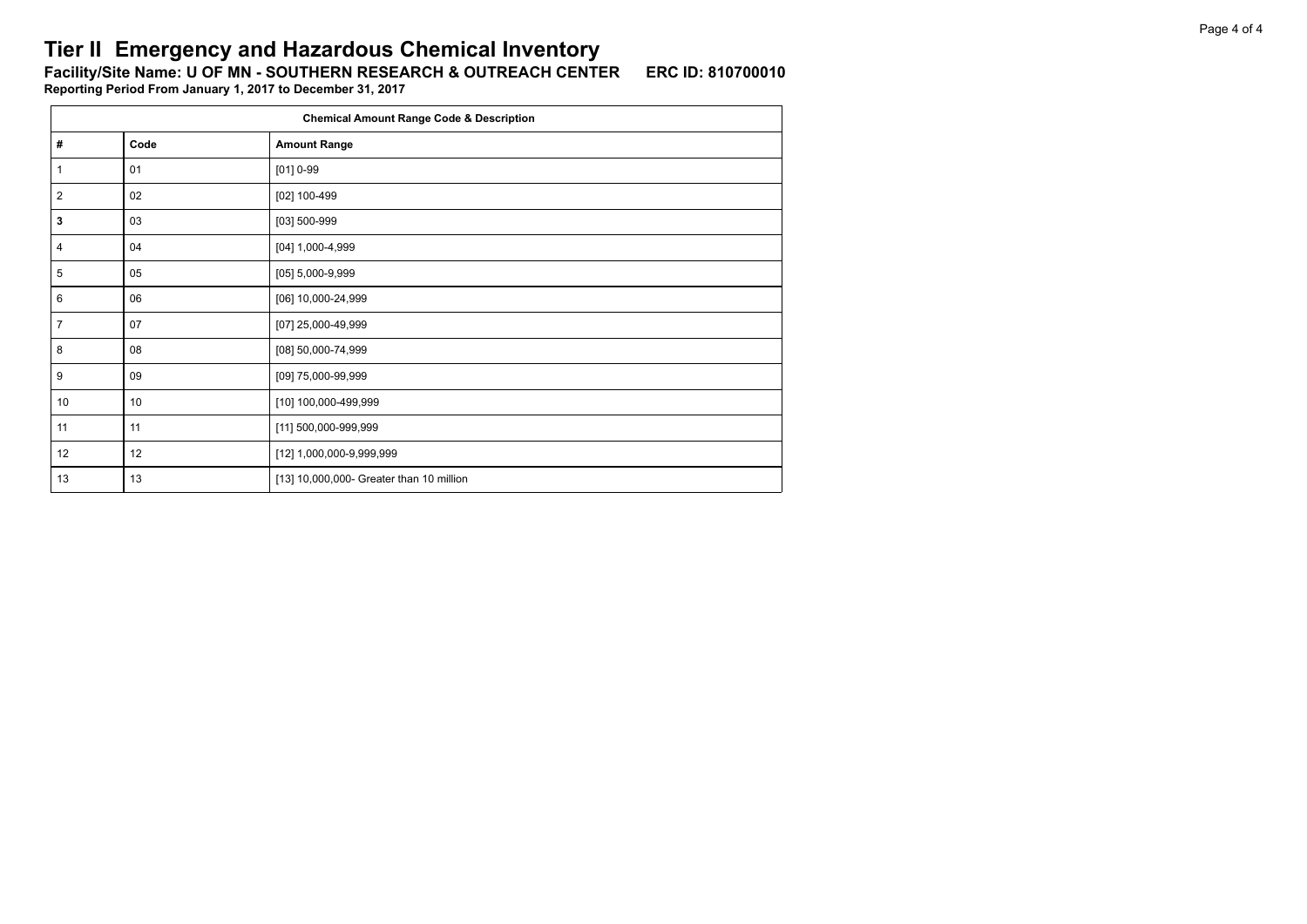# Tier II Emergency and Hazardous Chemical Inventory

**Facility/Site Name: U OF MN - SOUTHERN RESEARCH & OUTREACH CENTER ERC ID: 810700010**

**Reporting Period From January 1, 2017 to December 31, 2017**

| Chemical Amount Range Code & Description | | |
|---|---|---|
| **#** | **Code** | **Amount Range** |
| 1 | 01 | [01] 0-99 |
| 2 | 02 | [02] 100-499 |
| 3 | 03 | [03] 500-999 |
| 4 | 04 | [04] 1,000-4,999 |
| 5 | 05 | [05] 5,000-9,999 |
| 6 | 06 | [06] 10,000-24,999 |
| 7 | 07 | [07] 25,000-49,999 |
| 8 | 08 | [08] 50,000-74,999 |
| 9 | 09 | [09] 75,000-99,999 |
| 10 | 10 | [10] 100,000-499,999 |
| 11 | 11 | [11] 500,000-999,999 |
| 12 | 12 | [12] 1,000,000-9,999,999 |
| 13 | 13 | [13] 10,000,000- Greater than 10 million |